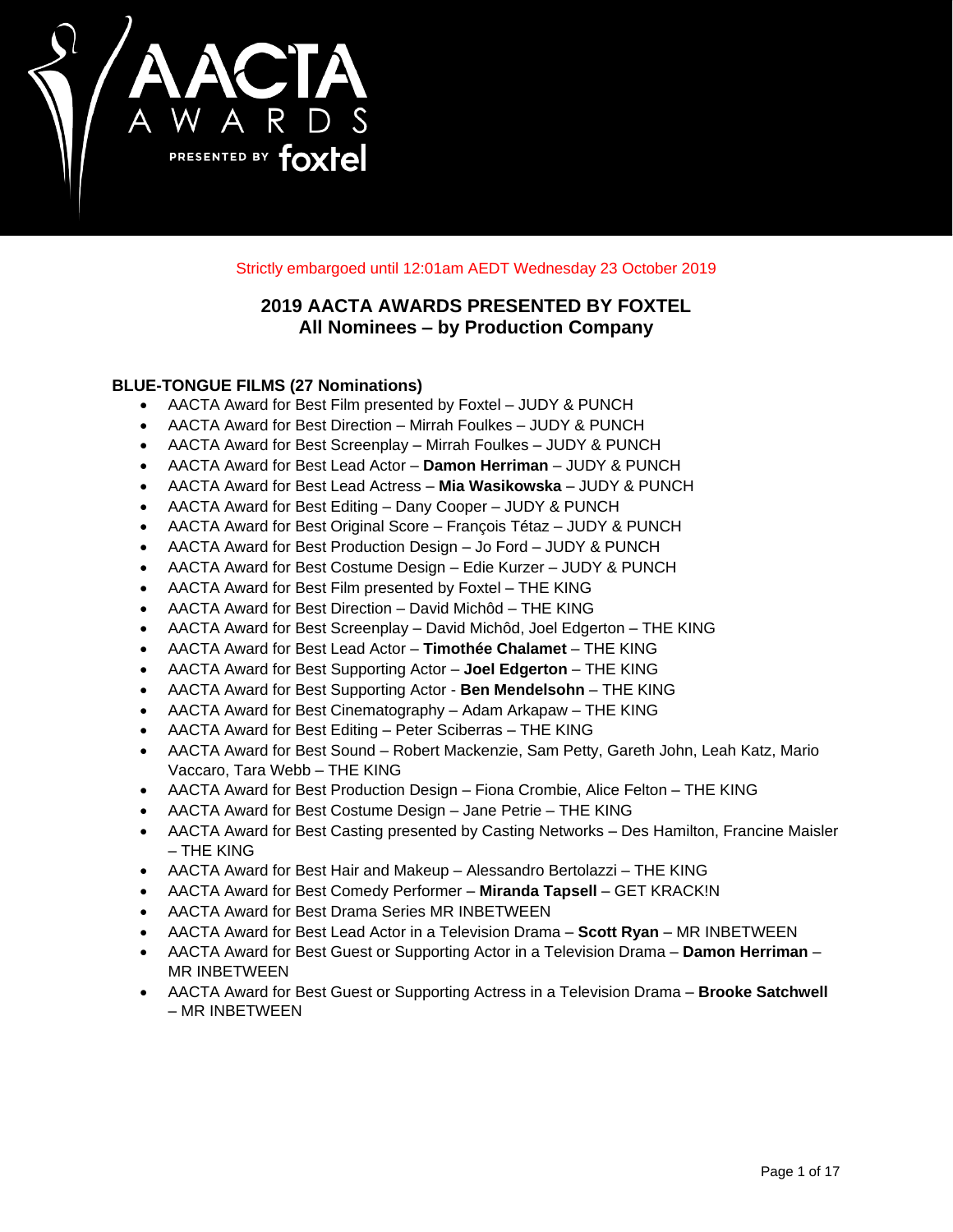Strictly embargoed until 12:01am AEDT Wednesday 23 October 2019

## 2019 AACTA AWARDS PRESENTED BY FOXTEL
## All Nominees – by Production Company

### BLUE-TONGUE FILMS (27 Nominations)

- AACTA Award for Best Film presented by Foxtel – JUDY & PUNCH
- AACTA Award for Best Direction – Mirrah Foulkes – JUDY & PUNCH
- AACTA Award for Best Screenplay – Mirrah Foulkes – JUDY & PUNCH
- AACTA Award for Best Lead Actor – **Damon Herriman** – JUDY & PUNCH
- AACTA Award for Best Lead Actress – **Mia Wasikowska** – JUDY & PUNCH
- AACTA Award for Best Editing – Dany Cooper – JUDY & PUNCH
- AACTA Award for Best Original Score – François Tétaz – JUDY & PUNCH
- AACTA Award for Best Production Design – Jo Ford – JUDY & PUNCH
- AACTA Award for Best Costume Design – Edie Kurzer – JUDY & PUNCH
- AACTA Award for Best Film presented by Foxtel – THE KING
- AACTA Award for Best Direction – David Michôd – THE KING
- AACTA Award for Best Screenplay – David Michôd, Joel Edgerton – THE KING
- AACTA Award for Best Lead Actor – **Timothée Chalamet** – THE KING
- AACTA Award for Best Supporting Actor – **Joel Edgerton** – THE KING
- AACTA Award for Best Supporting Actor - **Ben Mendelsohn** – THE KING
- AACTA Award for Best Cinematography – Adam Arkapaw – THE KING
- AACTA Award for Best Editing – Peter Sciberras – THE KING
- AACTA Award for Best Sound – Robert Mackenzie, Sam Petty, Gareth John, Leah Katz, Mario Vaccaro, Tara Webb – THE KING
- AACTA Award for Best Production Design – Fiona Crombie, Alice Felton – THE KING
- AACTA Award for Best Costume Design – Jane Petrie – THE KING
- AACTA Award for Best Casting presented by Casting Networks – Des Hamilton, Francine Maisler – THE KING
- AACTA Award for Best Hair and Makeup – Alessandro Bertolazzi – THE KING
- AACTA Award for Best Comedy Performer – **Miranda Tapsell** – GET KRACK!N
- AACTA Award for Best Drama Series MR INBETWEEN
- AACTA Award for Best Lead Actor in a Television Drama – **Scott Ryan** – MR INBETWEEN
- AACTA Award for Best Guest or Supporting Actor in a Television Drama – **Damon Herriman** – MR INBETWEEN
- AACTA Award for Best Guest or Supporting Actress in a Television Drama – **Brooke Satchwell** – MR INBETWEEN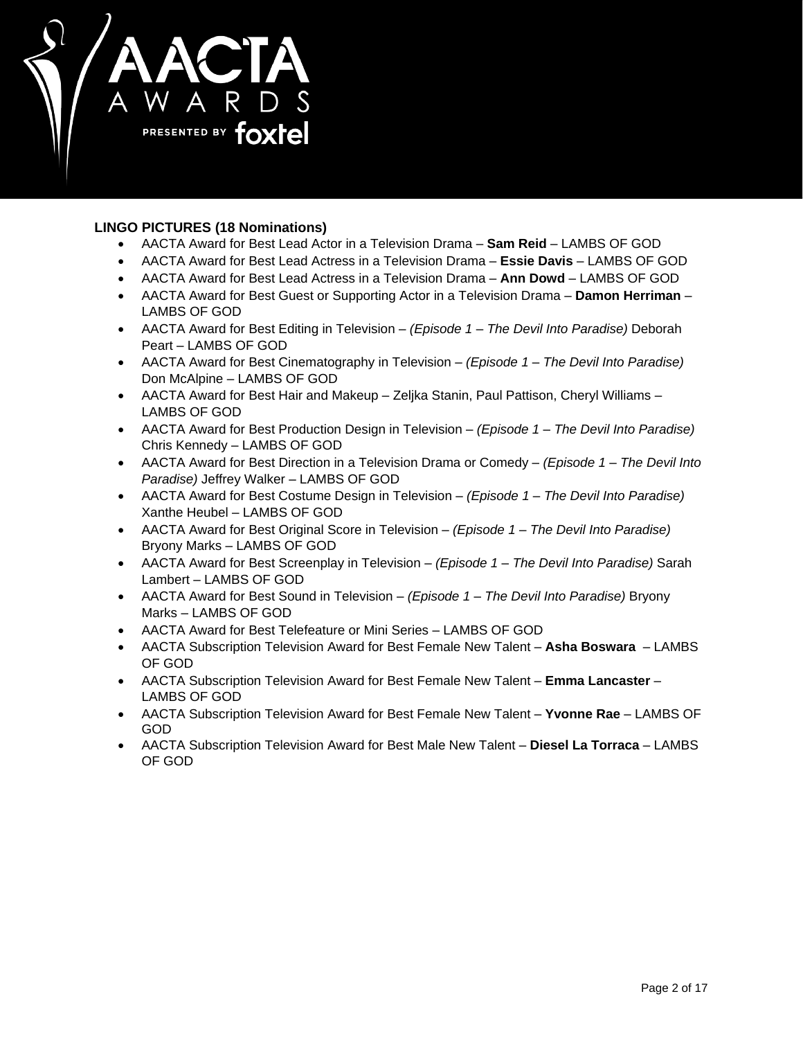**LINGO PICTURES (18 Nominations)**

- AACTA Award for Best Lead Actor in a Television Drama – **Sam Reid** – LAMBS OF GOD
- AACTA Award for Best Lead Actress in a Television Drama – **Essie Davis** – LAMBS OF GOD
- AACTA Award for Best Lead Actress in a Television Drama – **Ann Dowd** – LAMBS OF GOD
- AACTA Award for Best Guest or Supporting Actor in a Television Drama – **Damon Herriman** – LAMBS OF GOD
- AACTA Award for Best Editing in Television – *(Episode 1 – The Devil Into Paradise)* Deborah Peart – LAMBS OF GOD
- AACTA Award for Best Cinematography in Television – *(Episode 1 – The Devil Into Paradise)* Don McAlpine – LAMBS OF GOD
- AACTA Award for Best Hair and Makeup – Zeljka Stanin, Paul Pattison, Cheryl Williams – LAMBS OF GOD
- AACTA Award for Best Production Design in Television – *(Episode 1 – The Devil Into Paradise)* Chris Kennedy – LAMBS OF GOD
- AACTA Award for Best Direction in a Television Drama or Comedy – *(Episode 1 – The Devil Into Paradise)* Jeffrey Walker – LAMBS OF GOD
- AACTA Award for Best Costume Design in Television – *(Episode 1 – The Devil Into Paradise)* Xanthe Heubel – LAMBS OF GOD
- AACTA Award for Best Original Score in Television – *(Episode 1 – The Devil Into Paradise)* Bryony Marks – LAMBS OF GOD
- AACTA Award for Best Screenplay in Television – *(Episode 1 – The Devil Into Paradise)* Sarah Lambert – LAMBS OF GOD
- AACTA Award for Best Sound in Television – *(Episode 1 – The Devil Into Paradise)* Bryony Marks – LAMBS OF GOD
- AACTA Award for Best Telefeature or Mini Series – LAMBS OF GOD
- AACTA Subscription Television Award for Best Female New Talent – **Asha Boswara** – LAMBS OF GOD
- AACTA Subscription Television Award for Best Female New Talent – **Emma Lancaster** – LAMBS OF GOD
- AACTA Subscription Television Award for Best Female New Talent – **Yvonne Rae** – LAMBS OF GOD
- AACTA Subscription Television Award for Best Male New Talent – **Diesel La Torraca** – LAMBS OF GOD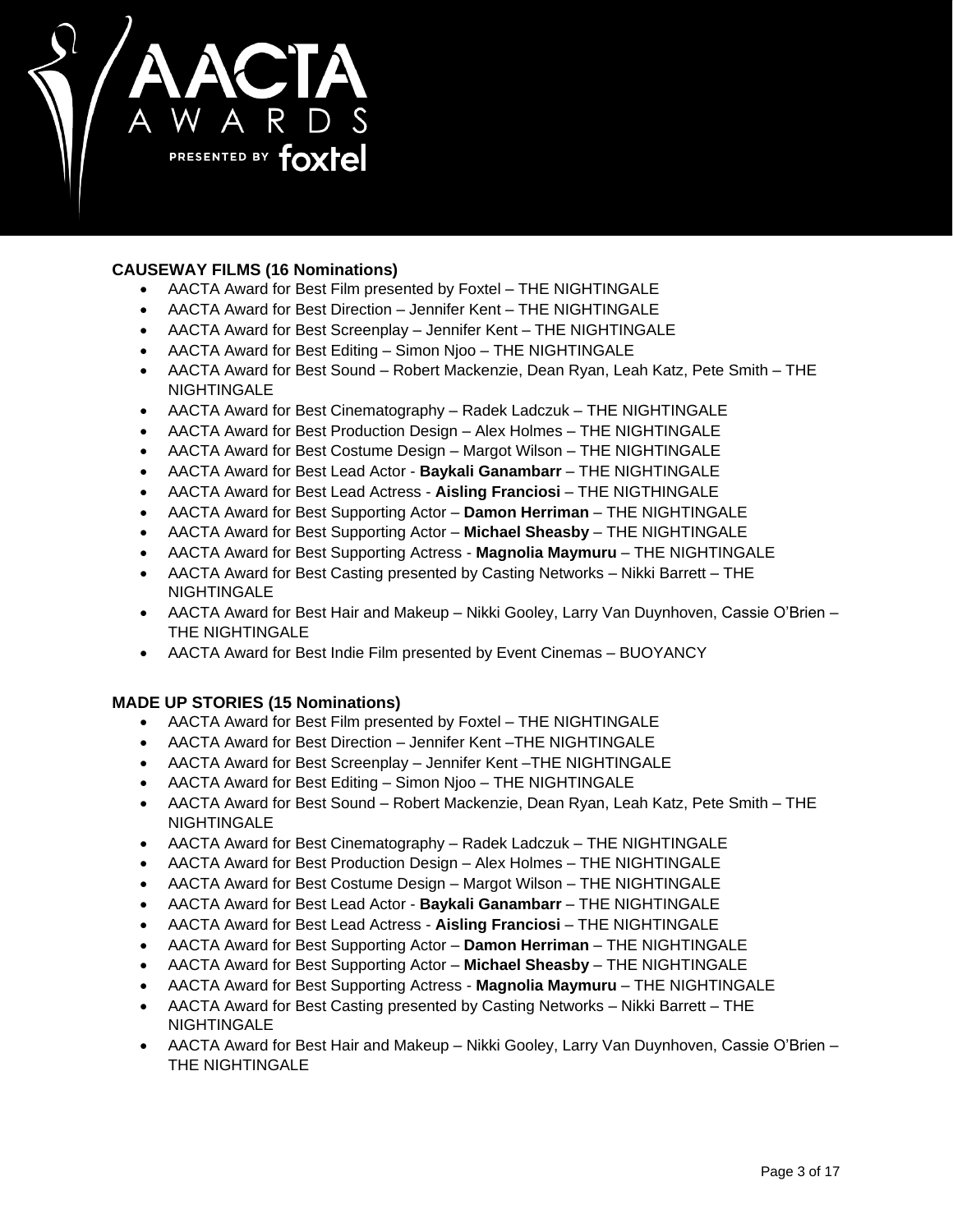**CAUSEWAY FILMS (16 Nominations)**

- AACTA Award for Best Film presented by Foxtel – THE NIGHTINGALE
- AACTA Award for Best Direction – Jennifer Kent – THE NIGHTINGALE
- AACTA Award for Best Screenplay – Jennifer Kent – THE NIGHTINGALE
- AACTA Award for Best Editing – Simon Njoo – THE NIGHTINGALE
- AACTA Award for Best Sound – Robert Mackenzie, Dean Ryan, Leah Katz, Pete Smith – THE NIGHTINGALE
- AACTA Award for Best Cinematography – Radek Ladczuk – THE NIGHTINGALE
- AACTA Award for Best Production Design – Alex Holmes – THE NIGHTINGALE
- AACTA Award for Best Costume Design – Margot Wilson – THE NIGHTINGALE
- AACTA Award for Best Lead Actor - **Baykali Ganambarr** – THE NIGHTINGALE
- AACTA Award for Best Lead Actress - **Aisling Franciosi** – THE NIGTHINGALE
- AACTA Award for Best Supporting Actor – **Damon Herriman** – THE NIGHTINGALE
- AACTA Award for Best Supporting Actor – **Michael Sheasby** – THE NIGHTINGALE
- AACTA Award for Best Supporting Actress - **Magnolia Maymuru** – THE NIGHTINGALE
- AACTA Award for Best Casting presented by Casting Networks – Nikki Barrett – THE NIGHTINGALE
- AACTA Award for Best Hair and Makeup – Nikki Gooley, Larry Van Duynhoven, Cassie O'Brien – THE NIGHTINGALE
- AACTA Award for Best Indie Film presented by Event Cinemas – BUOYANCY

**MADE UP STORIES (15 Nominations)**

- AACTA Award for Best Film presented by Foxtel – THE NIGHTINGALE
- AACTA Award for Best Direction – Jennifer Kent –THE NIGHTINGALE
- AACTA Award for Best Screenplay – Jennifer Kent –THE NIGHTINGALE
- AACTA Award for Best Editing – Simon Njoo – THE NIGHTINGALE
- AACTA Award for Best Sound – Robert Mackenzie, Dean Ryan, Leah Katz, Pete Smith – THE NIGHTINGALE
- AACTA Award for Best Cinematography – Radek Ladczuk – THE NIGHTINGALE
- AACTA Award for Best Production Design – Alex Holmes – THE NIGHTINGALE
- AACTA Award for Best Costume Design – Margot Wilson – THE NIGHTINGALE
- AACTA Award for Best Lead Actor - **Baykali Ganambarr** – THE NIGHTINGALE
- AACTA Award for Best Lead Actress - **Aisling Franciosi** – THE NIGHTINGALE
- AACTA Award for Best Supporting Actor – **Damon Herriman** – THE NIGHTINGALE
- AACTA Award for Best Supporting Actor – **Michael Sheasby** – THE NIGHTINGALE
- AACTA Award for Best Supporting Actress - **Magnolia Maymuru** – THE NIGHTINGALE
- AACTA Award for Best Casting presented by Casting Networks – Nikki Barrett – THE NIGHTINGALE
- AACTA Award for Best Hair and Makeup – Nikki Gooley, Larry Van Duynhoven, Cassie O'Brien – THE NIGHTINGALE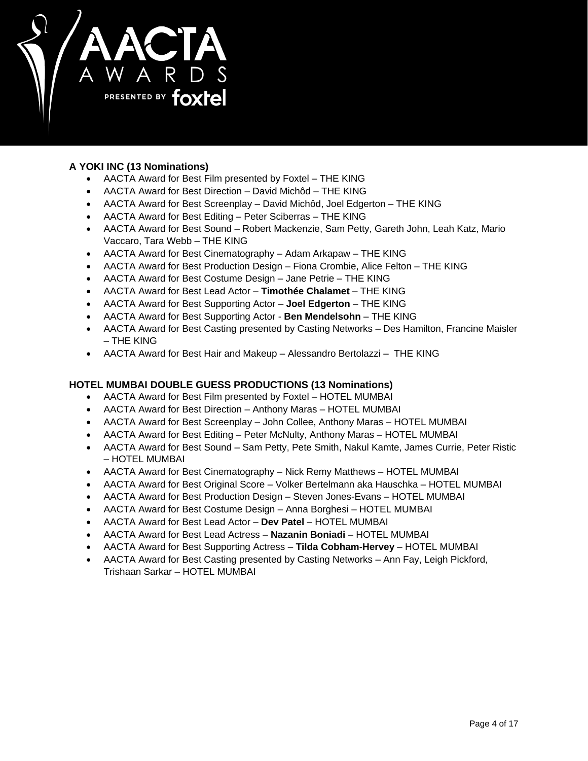**A YOKI INC (13 Nominations)**

- AACTA Award for Best Film presented by Foxtel – THE KING
- AACTA Award for Best Direction – David Michôd – THE KING
- AACTA Award for Best Screenplay – David Michôd, Joel Edgerton – THE KING
- AACTA Award for Best Editing – Peter Sciberras – THE KING
- AACTA Award for Best Sound – Robert Mackenzie, Sam Petty, Gareth John, Leah Katz, Mario Vaccaro, Tara Webb – THE KING
- AACTA Award for Best Cinematography – Adam Arkapaw – THE KING
- AACTA Award for Best Production Design – Fiona Crombie, Alice Felton – THE KING
- AACTA Award for Best Costume Design – Jane Petrie – THE KING
- AACTA Award for Best Lead Actor – **Timothée Chalamet** – THE KING
- AACTA Award for Best Supporting Actor – **Joel Edgerton** – THE KING
- AACTA Award for Best Supporting Actor - **Ben Mendelsohn** – THE KING
- AACTA Award for Best Casting presented by Casting Networks – Des Hamilton, Francine Maisler – THE KING
- AACTA Award for Best Hair and Makeup – Alessandro Bertolazzi – THE KING

**HOTEL MUMBAI DOUBLE GUESS PRODUCTIONS (13 Nominations)**

- AACTA Award for Best Film presented by Foxtel – HOTEL MUMBAI
- AACTA Award for Best Direction – Anthony Maras – HOTEL MUMBAI
- AACTA Award for Best Screenplay – John Collee, Anthony Maras – HOTEL MUMBAI
- AACTA Award for Best Editing – Peter McNulty, Anthony Maras – HOTEL MUMBAI
- AACTA Award for Best Sound – Sam Petty, Pete Smith, Nakul Kamte, James Currie, Peter Ristic – HOTEL MUMBAI
- AACTA Award for Best Cinematography – Nick Remy Matthews – HOTEL MUMBAI
- AACTA Award for Best Original Score – Volker Bertelmann aka Hauschka – HOTEL MUMBAI
- AACTA Award for Best Production Design – Steven Jones-Evans – HOTEL MUMBAI
- AACTA Award for Best Costume Design – Anna Borghesi – HOTEL MUMBAI
- AACTA Award for Best Lead Actor – **Dev Patel** – HOTEL MUMBAI
- AACTA Award for Best Lead Actress – **Nazanin Boniadi** – HOTEL MUMBAI
- AACTA Award for Best Supporting Actress – **Tilda Cobham-Hervey** – HOTEL MUMBAI
- AACTA Award for Best Casting presented by Casting Networks – Ann Fay, Leigh Pickford, Trishaan Sarkar – HOTEL MUMBAI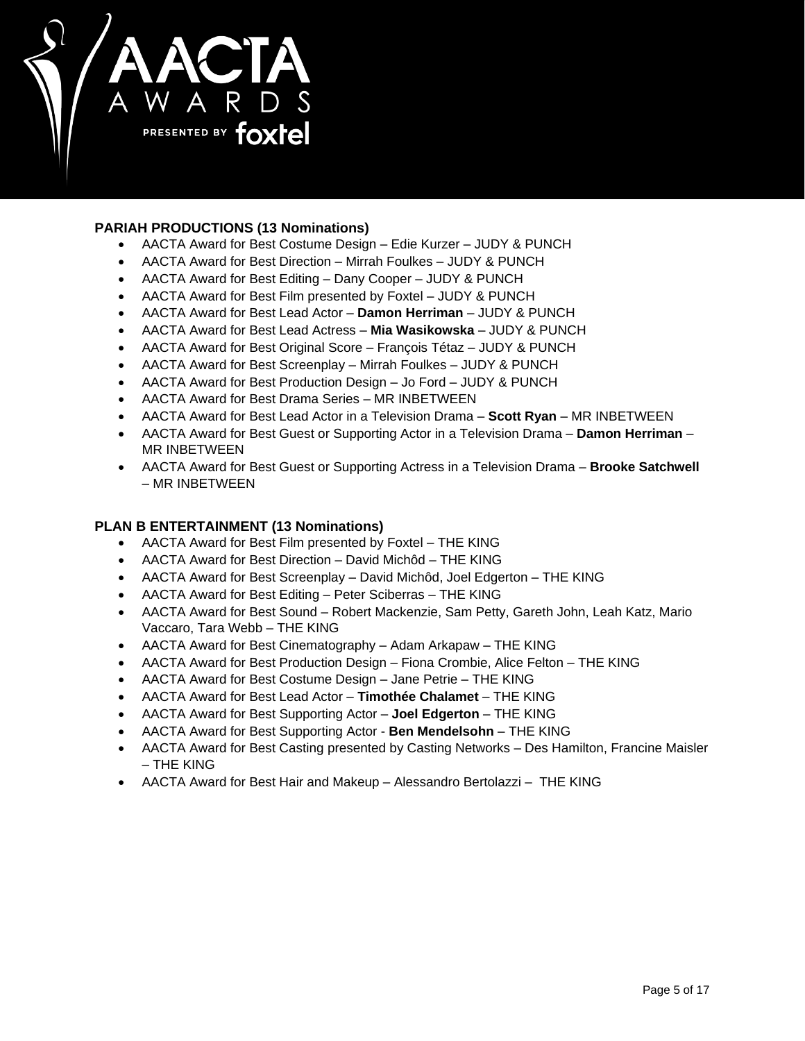**PARIAH PRODUCTIONS (13 Nominations)**

- AACTA Award for Best Costume Design – Edie Kurzer – JUDY & PUNCH
- AACTA Award for Best Direction – Mirrah Foulkes – JUDY & PUNCH
- AACTA Award for Best Editing – Dany Cooper – JUDY & PUNCH
- AACTA Award for Best Film presented by Foxtel – JUDY & PUNCH
- AACTA Award for Best Lead Actor – **Damon Herriman** – JUDY & PUNCH
- AACTA Award for Best Lead Actress – **Mia Wasikowska** – JUDY & PUNCH
- AACTA Award for Best Original Score – François Tétaz – JUDY & PUNCH
- AACTA Award for Best Screenplay – Mirrah Foulkes – JUDY & PUNCH
- AACTA Award for Best Production Design – Jo Ford – JUDY & PUNCH
- AACTA Award for Best Drama Series – MR INBETWEEN
- AACTA Award for Best Lead Actor in a Television Drama – **Scott Ryan** – MR INBETWEEN
- AACTA Award for Best Guest or Supporting Actor in a Television Drama – **Damon Herriman** – MR INBETWEEN
- AACTA Award for Best Guest or Supporting Actress in a Television Drama – **Brooke Satchwell** – MR INBETWEEN

**PLAN B ENTERTAINMENT (13 Nominations)**

- AACTA Award for Best Film presented by Foxtel – THE KING
- AACTA Award for Best Direction – David Michôd – THE KING
- AACTA Award for Best Screenplay – David Michôd, Joel Edgerton – THE KING
- AACTA Award for Best Editing – Peter Sciberras – THE KING
- AACTA Award for Best Sound – Robert Mackenzie, Sam Petty, Gareth John, Leah Katz, Mario Vaccaro, Tara Webb – THE KING
- AACTA Award for Best Cinematography – Adam Arkapaw – THE KING
- AACTA Award for Best Production Design – Fiona Crombie, Alice Felton – THE KING
- AACTA Award for Best Costume Design – Jane Petrie – THE KING
- AACTA Award for Best Lead Actor – **Timothée Chalamet** – THE KING
- AACTA Award for Best Supporting Actor – **Joel Edgerton** – THE KING
- AACTA Award for Best Supporting Actor - **Ben Mendelsohn** – THE KING
- AACTA Award for Best Casting presented by Casting Networks – Des Hamilton, Francine Maisler – THE KING
- AACTA Award for Best Hair and Makeup – Alessandro Bertolazzi – THE KING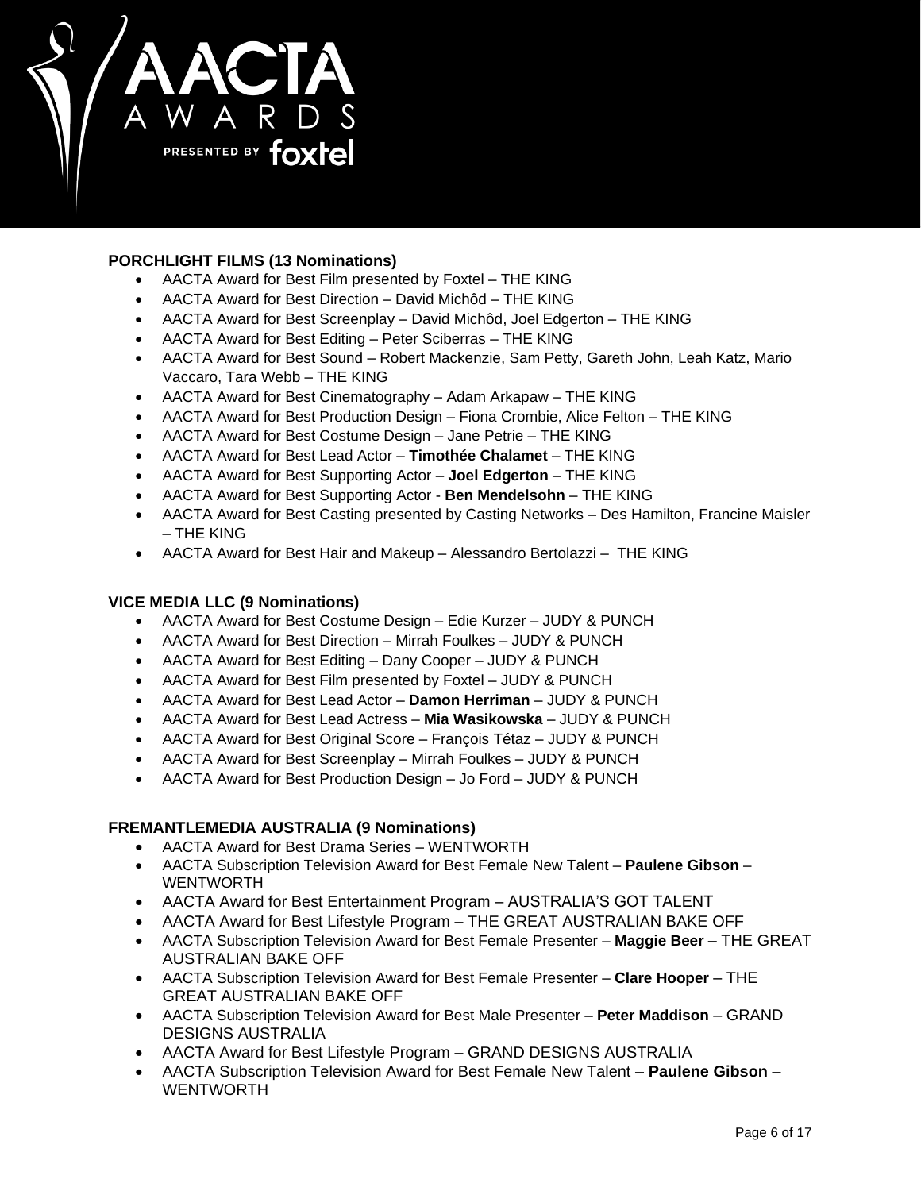**PORCHLIGHT FILMS (13 Nominations)**

- AACTA Award for Best Film presented by Foxtel – THE KING
- AACTA Award for Best Direction – David Michôd – THE KING
- AACTA Award for Best Screenplay – David Michôd, Joel Edgerton – THE KING
- AACTA Award for Best Editing – Peter Sciberras – THE KING
- AACTA Award for Best Sound – Robert Mackenzie, Sam Petty, Gareth John, Leah Katz, Mario Vaccaro, Tara Webb – THE KING
- AACTA Award for Best Cinematography – Adam Arkapaw – THE KING
- AACTA Award for Best Production Design – Fiona Crombie, Alice Felton – THE KING
- AACTA Award for Best Costume Design – Jane Petrie – THE KING
- AACTA Award for Best Lead Actor – **Timothée Chalamet** – THE KING
- AACTA Award for Best Supporting Actor – **Joel Edgerton** – THE KING
- AACTA Award for Best Supporting Actor - **Ben Mendelsohn** – THE KING
- AACTA Award for Best Casting presented by Casting Networks – Des Hamilton, Francine Maisler – THE KING
- AACTA Award for Best Hair and Makeup – Alessandro Bertolazzi – THE KING

**VICE MEDIA LLC (9 Nominations)**

- AACTA Award for Best Costume Design – Edie Kurzer – JUDY & PUNCH
- AACTA Award for Best Direction – Mirrah Foulkes – JUDY & PUNCH
- AACTA Award for Best Editing – Dany Cooper – JUDY & PUNCH
- AACTA Award for Best Film presented by Foxtel – JUDY & PUNCH
- AACTA Award for Best Lead Actor – **Damon Herriman** – JUDY & PUNCH
- AACTA Award for Best Lead Actress – **Mia Wasikowska** – JUDY & PUNCH
- AACTA Award for Best Original Score – François Tétaz – JUDY & PUNCH
- AACTA Award for Best Screenplay – Mirrah Foulkes – JUDY & PUNCH
- AACTA Award for Best Production Design – Jo Ford – JUDY & PUNCH

**FREMANTLEMEDIA AUSTRALIA (9 Nominations)**

- AACTA Award for Best Drama Series – WENTWORTH
- AACTA Subscription Television Award for Best Female New Talent – **Paulene Gibson** – WENTWORTH
- AACTA Award for Best Entertainment Program – AUSTRALIA'S GOT TALENT
- AACTA Award for Best Lifestyle Program – THE GREAT AUSTRALIAN BAKE OFF
- AACTA Subscription Television Award for Best Female Presenter – **Maggie Beer** – THE GREAT AUSTRALIAN BAKE OFF
- AACTA Subscription Television Award for Best Female Presenter – **Clare Hooper** – THE GREAT AUSTRALIAN BAKE OFF
- AACTA Subscription Television Award for Best Male Presenter – **Peter Maddison** – GRAND DESIGNS AUSTRALIA
- AACTA Award for Best Lifestyle Program – GRAND DESIGNS AUSTRALIA
- AACTA Subscription Television Award for Best Female New Talent – **Paulene Gibson** – WENTWORTH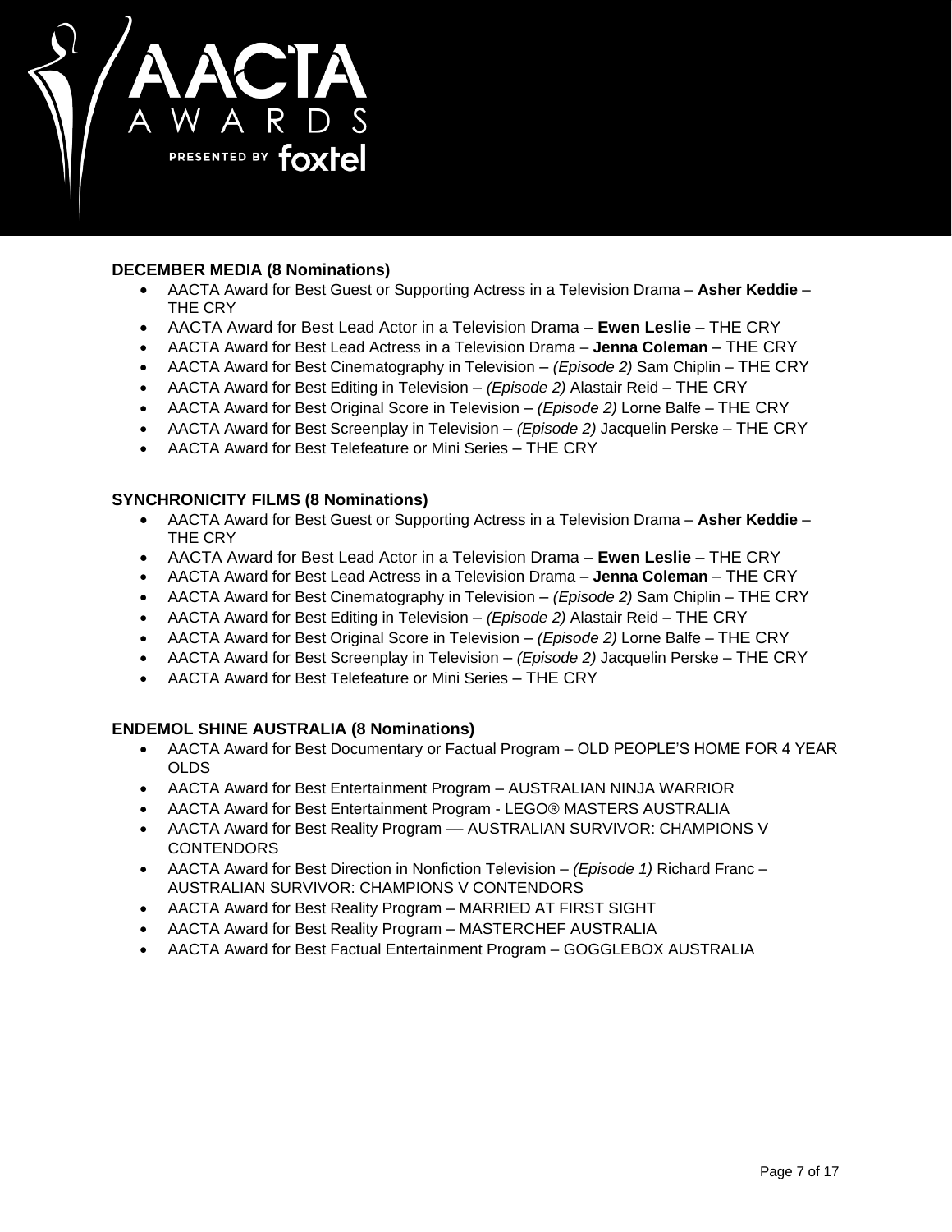**DECEMBER MEDIA (8 Nominations)**

- AACTA Award for Best Guest or Supporting Actress in a Television Drama – **Asher Keddie** – THE CRY
- AACTA Award for Best Lead Actor in a Television Drama – **Ewen Leslie** – THE CRY
- AACTA Award for Best Lead Actress in a Television Drama – **Jenna Coleman** – THE CRY
- AACTA Award for Best Cinematography in Television – *(Episode 2)* Sam Chiplin – THE CRY
- AACTA Award for Best Editing in Television – *(Episode 2)* Alastair Reid – THE CRY
- AACTA Award for Best Original Score in Television – *(Episode 2)* Lorne Balfe – THE CRY
- AACTA Award for Best Screenplay in Television – *(Episode 2)* Jacquelin Perske – THE CRY
- AACTA Award for Best Telefeature or Mini Series – THE CRY

**SYNCHRONICITY FILMS (8 Nominations)**

- AACTA Award for Best Guest or Supporting Actress in a Television Drama – **Asher Keddie** – THE CRY
- AACTA Award for Best Lead Actor in a Television Drama – **Ewen Leslie** – THE CRY
- AACTA Award for Best Lead Actress in a Television Drama – **Jenna Coleman** – THE CRY
- AACTA Award for Best Cinematography in Television – *(Episode 2)* Sam Chiplin – THE CRY
- AACTA Award for Best Editing in Television – *(Episode 2)* Alastair Reid – THE CRY
- AACTA Award for Best Original Score in Television – *(Episode 2)* Lorne Balfe – THE CRY
- AACTA Award for Best Screenplay in Television – *(Episode 2)* Jacquelin Perske – THE CRY
- AACTA Award for Best Telefeature or Mini Series – THE CRY

**ENDEMOL SHINE AUSTRALIA (8 Nominations)**

- AACTA Award for Best Documentary or Factual Program – OLD PEOPLE'S HOME FOR 4 YEAR OLDS
- AACTA Award for Best Entertainment Program – AUSTRALIAN NINJA WARRIOR
- AACTA Award for Best Entertainment Program - LEGO® MASTERS AUSTRALIA
- AACTA Award for Best Reality Program –– AUSTRALIAN SURVIVOR: CHAMPIONS V CONTENDORS
- AACTA Award for Best Direction in Nonfiction Television – *(Episode 1)* Richard Franc – AUSTRALIAN SURVIVOR: CHAMPIONS V CONTENDORS
- AACTA Award for Best Reality Program – MARRIED AT FIRST SIGHT
- AACTA Award for Best Reality Program – MASTERCHEF AUSTRALIA
- AACTA Award for Best Factual Entertainment Program – GOGGLEBOX AUSTRALIA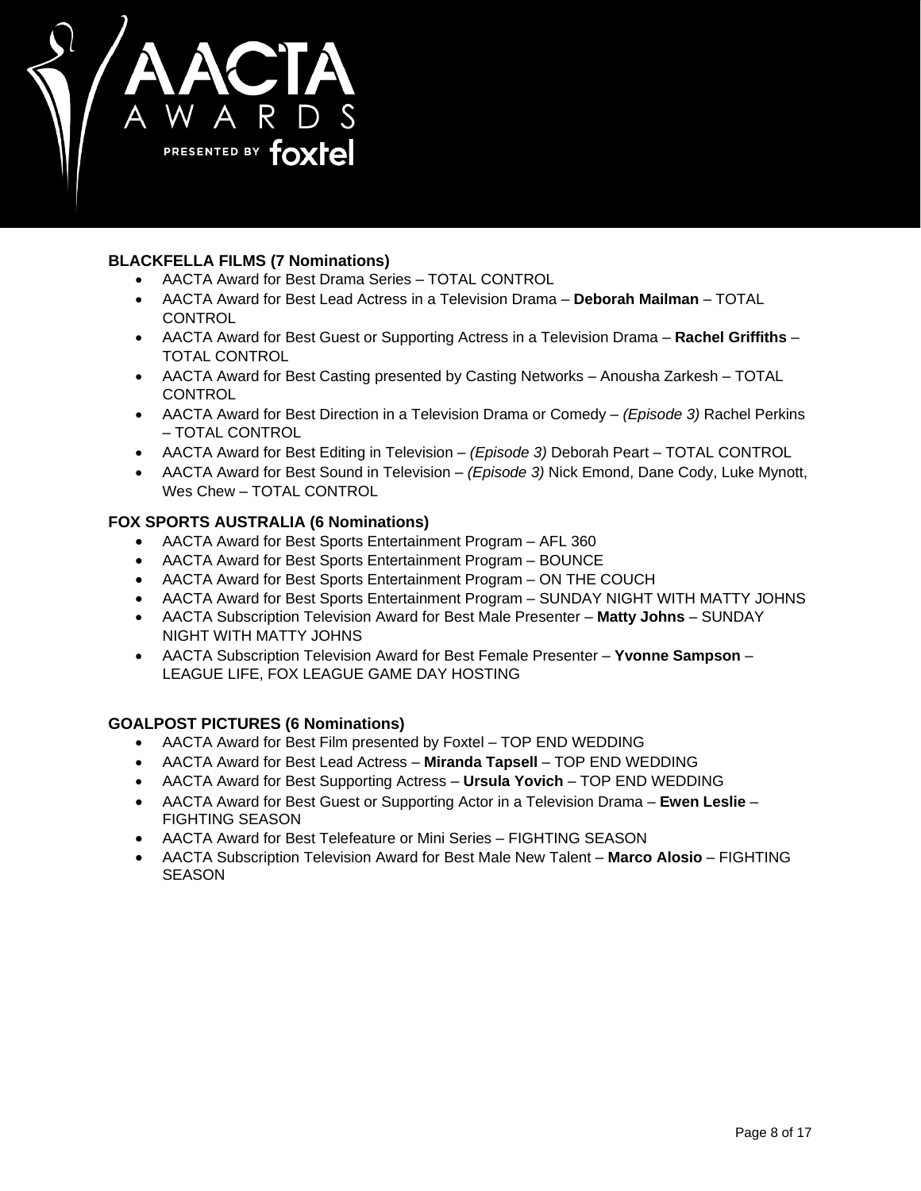**BLACKFELLA FILMS (7 Nominations)**

- AACTA Award for Best Drama Series – TOTAL CONTROL
- AACTA Award for Best Lead Actress in a Television Drama – **Deborah Mailman** – TOTAL CONTROL
- AACTA Award for Best Guest or Supporting Actress in a Television Drama – **Rachel Griffiths** – TOTAL CONTROL
- AACTA Award for Best Casting presented by Casting Networks – Anousha Zarkesh – TOTAL CONTROL
- AACTA Award for Best Direction in a Television Drama or Comedy – *(Episode 3)* Rachel Perkins – TOTAL CONTROL
- AACTA Award for Best Editing in Television – *(Episode 3)* Deborah Peart – TOTAL CONTROL
- AACTA Award for Best Sound in Television – *(Episode 3)* Nick Emond, Dane Cody, Luke Mynott, Wes Chew – TOTAL CONTROL

**FOX SPORTS AUSTRALIA (6 Nominations)**

- AACTA Award for Best Sports Entertainment Program – AFL 360
- AACTA Award for Best Sports Entertainment Program – BOUNCE
- AACTA Award for Best Sports Entertainment Program – ON THE COUCH
- AACTA Award for Best Sports Entertainment Program – SUNDAY NIGHT WITH MATTY JOHNS
- AACTA Subscription Television Award for Best Male Presenter – **Matty Johns** – SUNDAY NIGHT WITH MATTY JOHNS
- AACTA Subscription Television Award for Best Female Presenter – **Yvonne Sampson** – LEAGUE LIFE, FOX LEAGUE GAME DAY HOSTING

**GOALPOST PICTURES (6 Nominations)**

- AACTA Award for Best Film presented by Foxtel – TOP END WEDDING
- AACTA Award for Best Lead Actress – **Miranda Tapsell** – TOP END WEDDING
- AACTA Award for Best Supporting Actress – **Ursula Yovich** – TOP END WEDDING
- AACTA Award for Best Guest or Supporting Actor in a Television Drama – **Ewen Leslie** – FIGHTING SEASON
- AACTA Award for Best Telefeature or Mini Series – FIGHTING SEASON
- AACTA Subscription Television Award for Best Male New Talent – **Marco Alosio** – FIGHTING SEASON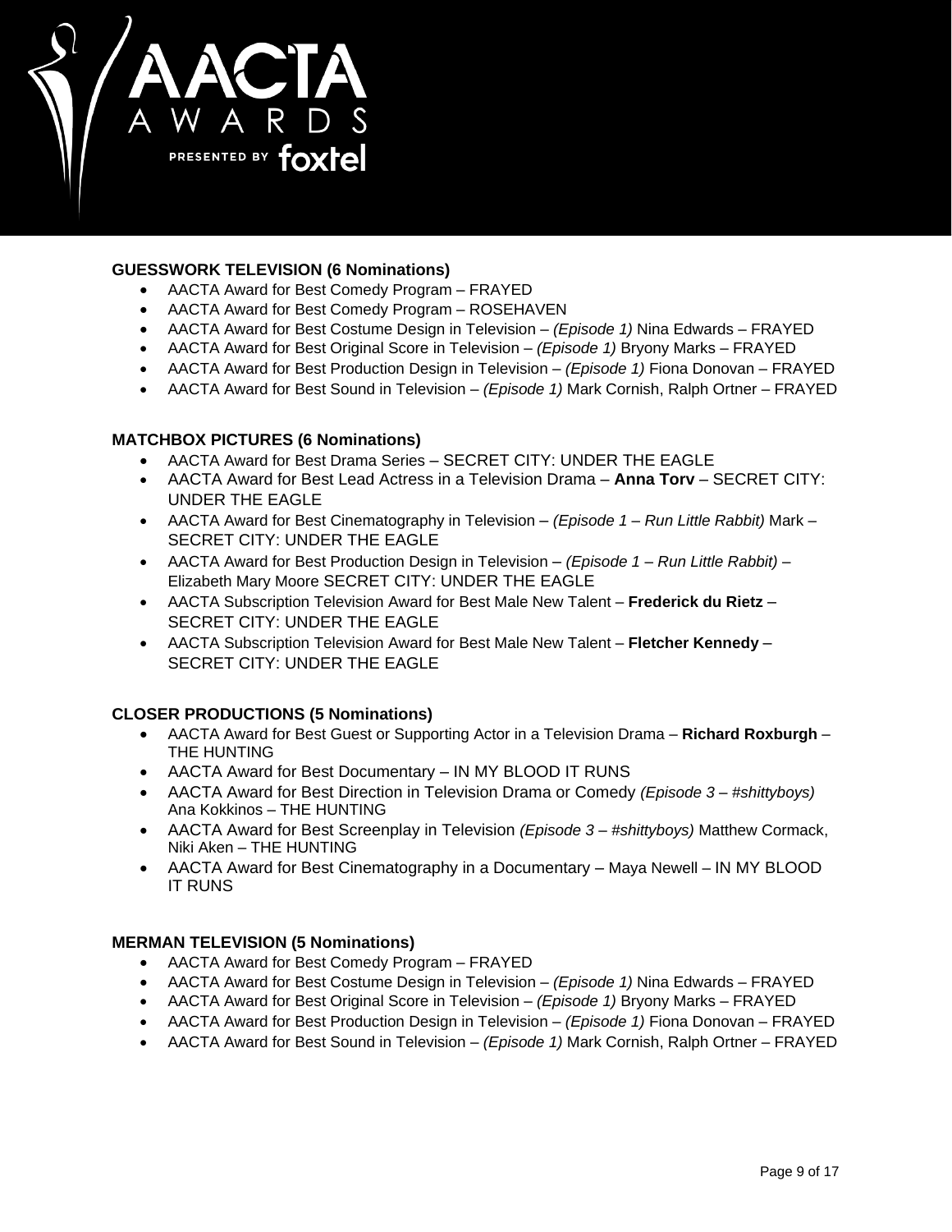**GUESSWORK TELEVISION (6 Nominations)**

- AACTA Award for Best Comedy Program – FRAYED
- AACTA Award for Best Comedy Program – ROSEHAVEN
- AACTA Award for Best Costume Design in Television – *(Episode 1)* Nina Edwards – FRAYED
- AACTA Award for Best Original Score in Television – *(Episode 1)* Bryony Marks – FRAYED
- AACTA Award for Best Production Design in Television – *(Episode 1)* Fiona Donovan – FRAYED
- AACTA Award for Best Sound in Television – *(Episode 1)* Mark Cornish, Ralph Ortner – FRAYED

**MATCHBOX PICTURES (6 Nominations)**

- AACTA Award for Best Drama Series – SECRET CITY: UNDER THE EAGLE
- AACTA Award for Best Lead Actress in a Television Drama – **Anna Torv** – SECRET CITY: UNDER THE EAGLE
- AACTA Award for Best Cinematography in Television – *(Episode 1 – Run Little Rabbit)* Mark – SECRET CITY: UNDER THE EAGLE
- AACTA Award for Best Production Design in Television – *(Episode 1 – Run Little Rabbit)* – Elizabeth Mary Moore SECRET CITY: UNDER THE EAGLE
- AACTA Subscription Television Award for Best Male New Talent – **Frederick du Rietz** – SECRET CITY: UNDER THE EAGLE
- AACTA Subscription Television Award for Best Male New Talent – **Fletcher Kennedy** – SECRET CITY: UNDER THE EAGLE

**CLOSER PRODUCTIONS (5 Nominations)**

- AACTA Award for Best Guest or Supporting Actor in a Television Drama – **Richard Roxburgh** – THE HUNTING
- AACTA Award for Best Documentary – IN MY BLOOD IT RUNS
- AACTA Award for Best Direction in Television Drama or Comedy *(Episode 3 – #shittyboys)* Ana Kokkinos – THE HUNTING
- AACTA Award for Best Screenplay in Television *(Episode 3 – #shittyboys)* Matthew Cormack, Niki Aken – THE HUNTING
- AACTA Award for Best Cinematography in a Documentary – Maya Newell – IN MY BLOOD IT RUNS

**MERMAN TELEVISION (5 Nominations)**

- AACTA Award for Best Comedy Program – FRAYED
- AACTA Award for Best Costume Design in Television – *(Episode 1)* Nina Edwards – FRAYED
- AACTA Award for Best Original Score in Television – *(Episode 1)* Bryony Marks – FRAYED
- AACTA Award for Best Production Design in Television – *(Episode 1)* Fiona Donovan – FRAYED
- AACTA Award for Best Sound in Television – *(Episode 1)* Mark Cornish, Ralph Ortner – FRAYED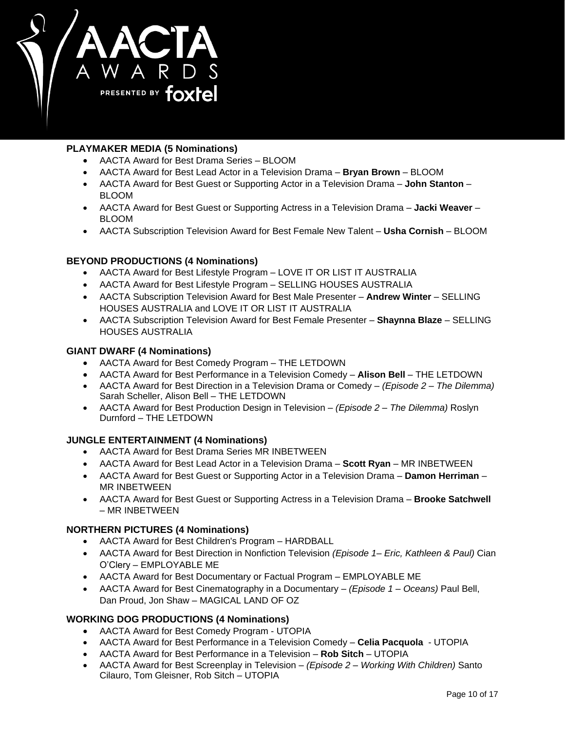**PLAYMAKER MEDIA (5 Nominations)**

- AACTA Award for Best Drama Series – BLOOM
- AACTA Award for Best Lead Actor in a Television Drama – **Bryan Brown** – BLOOM
- AACTA Award for Best Guest or Supporting Actor in a Television Drama – **John Stanton** – BLOOM
- AACTA Award for Best Guest or Supporting Actress in a Television Drama – **Jacki Weaver** – BLOOM
- AACTA Subscription Television Award for Best Female New Talent – **Usha Cornish** – BLOOM

**BEYOND PRODUCTIONS (4 Nominations)**

- AACTA Award for Best Lifestyle Program – LOVE IT OR LIST IT AUSTRALIA
- AACTA Award for Best Lifestyle Program – SELLING HOUSES AUSTRALIA
- AACTA Subscription Television Award for Best Male Presenter – **Andrew Winter** – SELLING HOUSES AUSTRALIA and LOVE IT OR LIST IT AUSTRALIA
- AACTA Subscription Television Award for Best Female Presenter – **Shaynna Blaze** – SELLING HOUSES AUSTRALIA

**GIANT DWARF (4 Nominations)**

- AACTA Award for Best Comedy Program – THE LETDOWN
- AACTA Award for Best Performance in a Television Comedy – **Alison Bell** – THE LETDOWN
- AACTA Award for Best Direction in a Television Drama or Comedy – *(Episode 2 – The Dilemma)* Sarah Scheller, Alison Bell – THE LETDOWN
- AACTA Award for Best Production Design in Television – *(Episode 2 – The Dilemma)* Roslyn Durnford – THE LETDOWN

**JUNGLE ENTERTAINMENT (4 Nominations)**

- AACTA Award for Best Drama Series MR INBETWEEN
- AACTA Award for Best Lead Actor in a Television Drama – **Scott Ryan** – MR INBETWEEN
- AACTA Award for Best Guest or Supporting Actor in a Television Drama – **Damon Herriman** – MR INBETWEEN
- AACTA Award for Best Guest or Supporting Actress in a Television Drama – **Brooke Satchwell** – MR INBETWEEN

**NORTHERN PICTURES (4 Nominations)**

- AACTA Award for Best Children's Program – HARDBALL
- AACTA Award for Best Direction in Nonfiction Television *(Episode 1– Eric, Kathleen & Paul)* Cian O'Clery – EMPLOYABLE ME
- AACTA Award for Best Documentary or Factual Program – EMPLOYABLE ME
- AACTA Award for Best Cinematography in a Documentary – *(Episode 1 – Oceans)* Paul Bell, Dan Proud, Jon Shaw – MAGICAL LAND OF OZ

**WORKING DOG PRODUCTIONS (4 Nominations)**

- AACTA Award for Best Comedy Program - UTOPIA
- AACTA Award for Best Performance in a Television Comedy – **Celia Pacquola** - UTOPIA
- AACTA Award for Best Performance in a Television – **Rob Sitch** – UTOPIA
- AACTA Award for Best Screenplay in Television – *(Episode 2 – Working With Children)* Santo Cilauro, Tom Gleisner, Rob Sitch – UTOPIA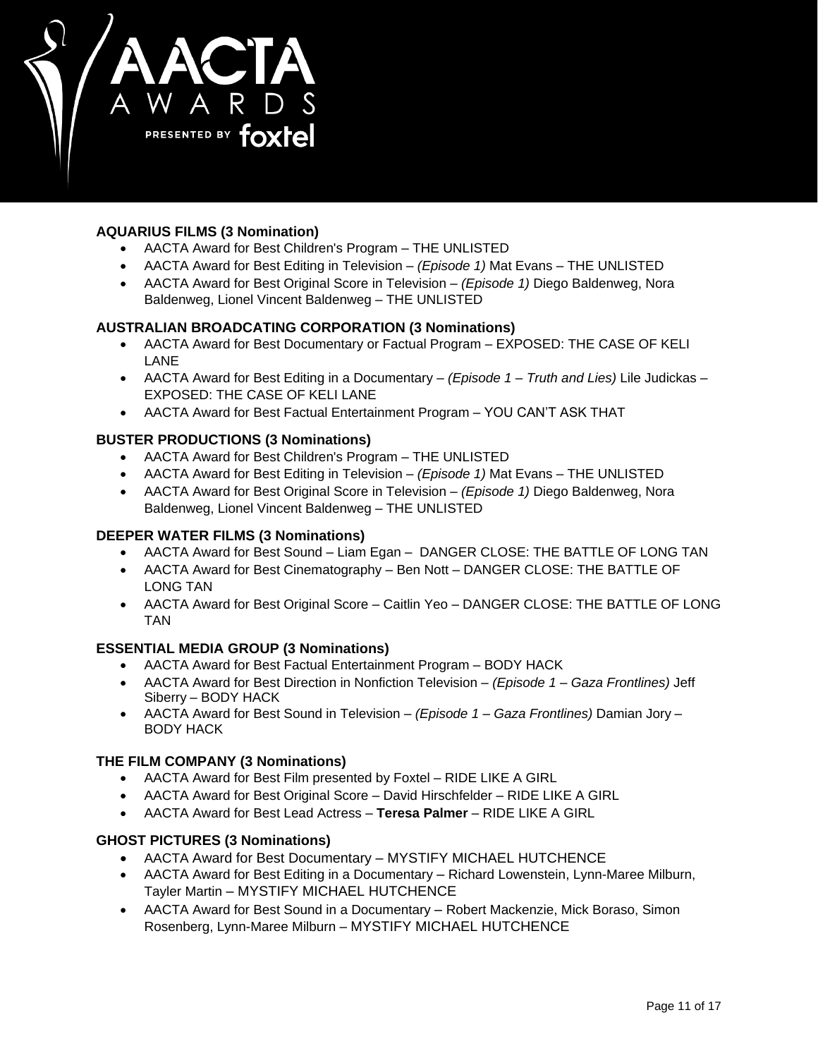**AQUARIUS FILMS (3 Nomination)**

- AACTA Award for Best Children's Program – THE UNLISTED
- AACTA Award for Best Editing in Television – *(Episode 1)* Mat Evans – THE UNLISTED
- AACTA Award for Best Original Score in Television – *(Episode 1)* Diego Baldenweg, Nora Baldenweg, Lionel Vincent Baldenweg – THE UNLISTED

**AUSTRALIAN BROADCATING CORPORATION (3 Nominations)**

- AACTA Award for Best Documentary or Factual Program – EXPOSED: THE CASE OF KELI LANE
- AACTA Award for Best Editing in a Documentary – *(Episode 1 – Truth and Lies)* Lile Judickas – EXPOSED: THE CASE OF KELI LANE
- AACTA Award for Best Factual Entertainment Program – YOU CAN'T ASK THAT

**BUSTER PRODUCTIONS (3 Nominations)**

- AACTA Award for Best Children's Program – THE UNLISTED
- AACTA Award for Best Editing in Television – *(Episode 1)* Mat Evans – THE UNLISTED
- AACTA Award for Best Original Score in Television – *(Episode 1)* Diego Baldenweg, Nora Baldenweg, Lionel Vincent Baldenweg – THE UNLISTED

**DEEPER WATER FILMS (3 Nominations)**

- AACTA Award for Best Sound – Liam Egan – DANGER CLOSE: THE BATTLE OF LONG TAN
- AACTA Award for Best Cinematography – Ben Nott – DANGER CLOSE: THE BATTLE OF LONG TAN
- AACTA Award for Best Original Score – Caitlin Yeo – DANGER CLOSE: THE BATTLE OF LONG TAN

**ESSENTIAL MEDIA GROUP (3 Nominations)**

- AACTA Award for Best Factual Entertainment Program – BODY HACK
- AACTA Award for Best Direction in Nonfiction Television – *(Episode 1 – Gaza Frontlines)* Jeff Siberry – BODY HACK
- AACTA Award for Best Sound in Television – *(Episode 1 – Gaza Frontlines)* Damian Jory – BODY HACK

**THE FILM COMPANY (3 Nominations)**

- AACTA Award for Best Film presented by Foxtel – RIDE LIKE A GIRL
- AACTA Award for Best Original Score – David Hirschfelder – RIDE LIKE A GIRL
- AACTA Award for Best Lead Actress – **Teresa Palmer** – RIDE LIKE A GIRL

**GHOST PICTURES (3 Nominations)**

- AACTA Award for Best Documentary – MYSTIFY MICHAEL HUTCHENCE
- AACTA Award for Best Editing in a Documentary – Richard Lowenstein, Lynn-Maree Milburn, Tayler Martin – MYSTIFY MICHAEL HUTCHENCE
- AACTA Award for Best Sound in a Documentary – Robert Mackenzie, Mick Boraso, Simon Rosenberg, Lynn-Maree Milburn – MYSTIFY MICHAEL HUTCHENCE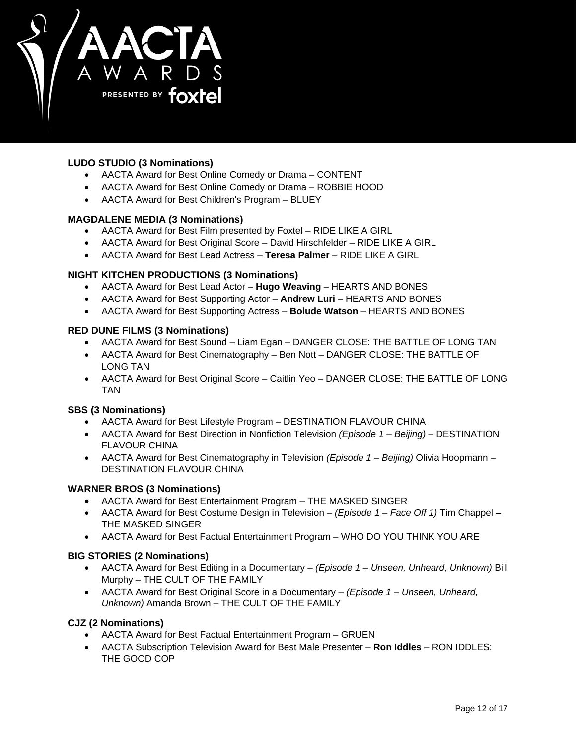**LUDO STUDIO (3 Nominations)**

- AACTA Award for Best Online Comedy or Drama – CONTENT
- AACTA Award for Best Online Comedy or Drama – ROBBIE HOOD
- AACTA Award for Best Children's Program – BLUEY

**MAGDALENE MEDIA (3 Nominations)**

- AACTA Award for Best Film presented by Foxtel – RIDE LIKE A GIRL
- AACTA Award for Best Original Score – David Hirschfelder – RIDE LIKE A GIRL
- AACTA Award for Best Lead Actress – **Teresa Palmer** – RIDE LIKE A GIRL

**NIGHT KITCHEN PRODUCTIONS (3 Nominations)**

- AACTA Award for Best Lead Actor – **Hugo Weaving** – HEARTS AND BONES
- AACTA Award for Best Supporting Actor – **Andrew Luri** – HEARTS AND BONES
- AACTA Award for Best Supporting Actress – **Bolude Watson** – HEARTS AND BONES

**RED DUNE FILMS (3 Nominations)**

- AACTA Award for Best Sound – Liam Egan – DANGER CLOSE: THE BATTLE OF LONG TAN
- AACTA Award for Best Cinematography – Ben Nott – DANGER CLOSE: THE BATTLE OF LONG TAN
- AACTA Award for Best Original Score – Caitlin Yeo – DANGER CLOSE: THE BATTLE OF LONG TAN

**SBS (3 Nominations)**

- AACTA Award for Best Lifestyle Program – DESTINATION FLAVOUR CHINA
- AACTA Award for Best Direction in Nonfiction Television *(Episode 1 – Beijing)* – DESTINATION FLAVOUR CHINA
- AACTA Award for Best Cinematography in Television *(Episode 1 – Beijing)* Olivia Hoopmann – DESTINATION FLAVOUR CHINA

**WARNER BROS (3 Nominations)**

- AACTA Award for Best Entertainment Program – THE MASKED SINGER
- AACTA Award for Best Costume Design in Television – *(Episode 1 – Face Off 1)* Tim Chappel **–** THE MASKED SINGER
- AACTA Award for Best Factual Entertainment Program – WHO DO YOU THINK YOU ARE

**BIG STORIES (2 Nominations)**

- AACTA Award for Best Editing in a Documentary – *(Episode 1 – Unseen, Unheard, Unknown)* Bill Murphy – THE CULT OF THE FAMILY
- AACTA Award for Best Original Score in a Documentary – *(Episode 1 – Unseen, Unheard, Unknown)* Amanda Brown – THE CULT OF THE FAMILY

**CJZ (2 Nominations)**

- AACTA Award for Best Factual Entertainment Program – GRUEN
- AACTA Subscription Television Award for Best Male Presenter – **Ron Iddles** – RON IDDLES: THE GOOD COP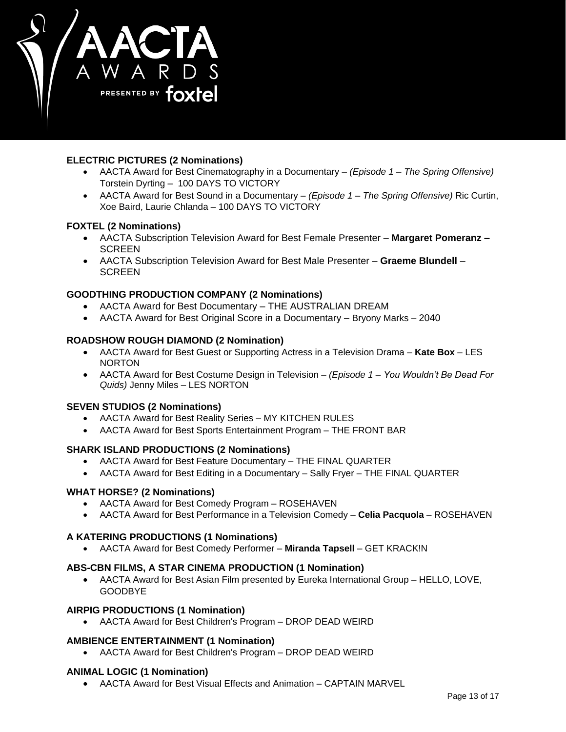**ELECTRIC PICTURES (2 Nominations)**

- AACTA Award for Best Cinematography in a Documentary – *(Episode 1 – The Spring Offensive)* Torstein Dyrting – 100 DAYS TO VICTORY
- AACTA Award for Best Sound in a Documentary – *(Episode 1 – The Spring Offensive)* Ric Curtin, Xoe Baird, Laurie Chlanda – 100 DAYS TO VICTORY

**FOXTEL (2 Nominations)**

- AACTA Subscription Television Award for Best Female Presenter – **Margaret Pomeranz –** SCREEN
- AACTA Subscription Television Award for Best Male Presenter – **Graeme Blundell** – SCREEN

**GOODTHING PRODUCTION COMPANY (2 Nominations)**

- AACTA Award for Best Documentary – THE AUSTRALIAN DREAM
- AACTA Award for Best Original Score in a Documentary – Bryony Marks – 2040

**ROADSHOW ROUGH DIAMOND (2 Nomination)**

- AACTA Award for Best Guest or Supporting Actress in a Television Drama – **Kate Box** – LES NORTON
- AACTA Award for Best Costume Design in Television – *(Episode 1 – You Wouldn't Be Dead For Quids)* Jenny Miles – LES NORTON

**SEVEN STUDIOS (2 Nominations)**

- AACTA Award for Best Reality Series – MY KITCHEN RULES
- AACTA Award for Best Sports Entertainment Program – THE FRONT BAR

**SHARK ISLAND PRODUCTIONS (2 Nominations)**

- AACTA Award for Best Feature Documentary – THE FINAL QUARTER
- AACTA Award for Best Editing in a Documentary – Sally Fryer – THE FINAL QUARTER

**WHAT HORSE? (2 Nominations)**

- AACTA Award for Best Comedy Program – ROSEHAVEN
- AACTA Award for Best Performance in a Television Comedy – **Celia Pacquola** – ROSEHAVEN

**A KATERING PRODUCTIONS (1 Nominations)**

- AACTA Award for Best Comedy Performer – **Miranda Tapsell** – GET KRACK!N

**ABS-CBN FILMS, A STAR CINEMA PRODUCTION (1 Nomination)**

- AACTA Award for Best Asian Film presented by Eureka International Group – HELLO, LOVE, GOODBYE

**AIRPIG PRODUCTIONS (1 Nomination)**

- AACTA Award for Best Children's Program – DROP DEAD WEIRD

**AMBIENCE ENTERTAINMENT (1 Nomination)**

- AACTA Award for Best Children's Program – DROP DEAD WEIRD

**ANIMAL LOGIC (1 Nomination)**

- AACTA Award for Best Visual Effects and Animation – CAPTAIN MARVEL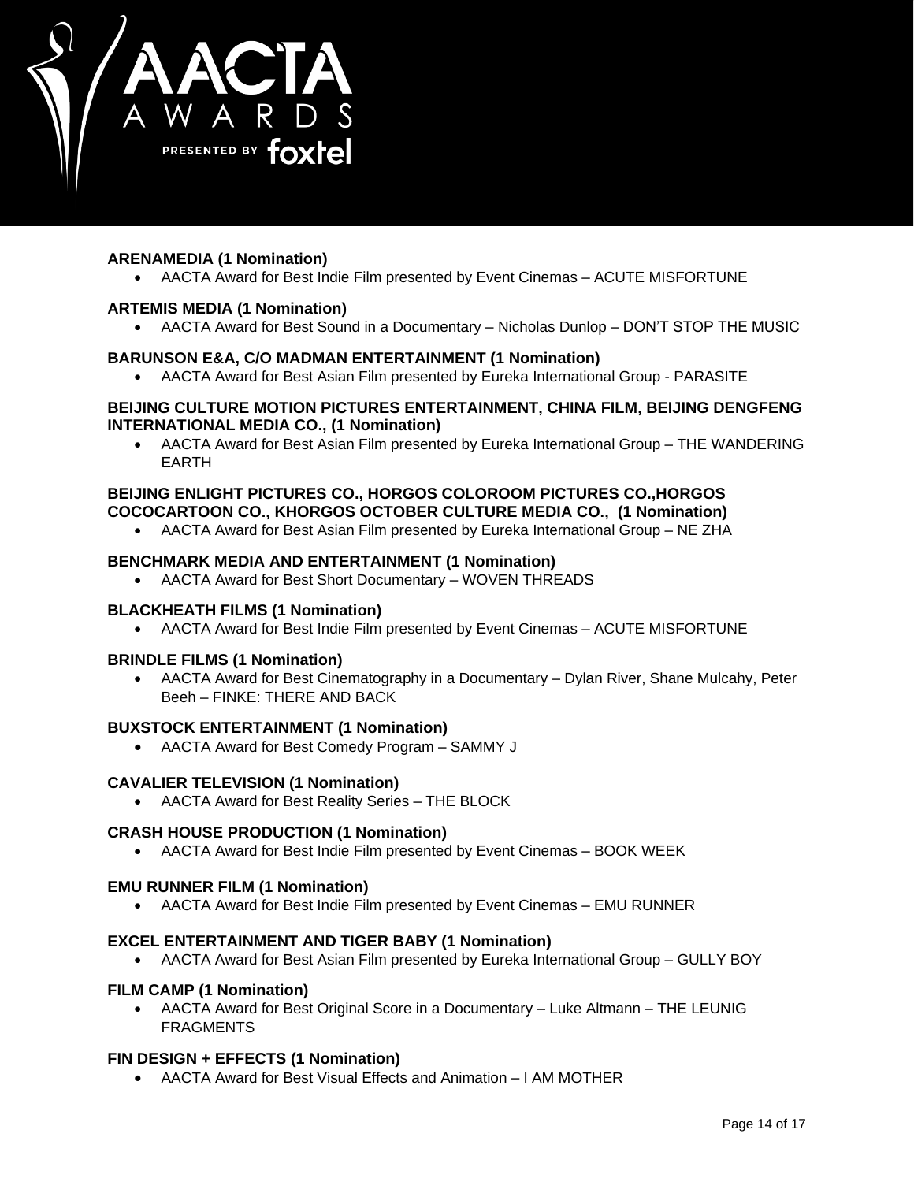**ARENAMEDIA (1 Nomination)**

- AACTA Award for Best Indie Film presented by Event Cinemas – ACUTE MISFORTUNE

**ARTEMIS MEDIA (1 Nomination)**

- AACTA Award for Best Sound in a Documentary – Nicholas Dunlop – DON'T STOP THE MUSIC

**BARUNSON E&A, C/O MADMAN ENTERTAINMENT (1 Nomination)**

- AACTA Award for Best Asian Film presented by Eureka International Group - PARASITE

**BEIJING CULTURE MOTION PICTURES ENTERTAINMENT, CHINA FILM, BEIJING DENGFENG INTERNATIONAL MEDIA CO., (1 Nomination)**

- AACTA Award for Best Asian Film presented by Eureka International Group – THE WANDERING EARTH

**BEIJING ENLIGHT PICTURES CO., HORGOS COLOROOM PICTURES CO.,HORGOS COCOCARTOON CO., KHORGOS OCTOBER CULTURE MEDIA CO., (1 Nomination)**

- AACTA Award for Best Asian Film presented by Eureka International Group – NE ZHA

**BENCHMARK MEDIA AND ENTERTAINMENT (1 Nomination)**

- AACTA Award for Best Short Documentary – WOVEN THREADS

**BLACKHEATH FILMS (1 Nomination)**

- AACTA Award for Best Indie Film presented by Event Cinemas – ACUTE MISFORTUNE

**BRINDLE FILMS (1 Nomination)**

- AACTA Award for Best Cinematography in a Documentary – Dylan River, Shane Mulcahy, Peter Beeh – FINKE: THERE AND BACK

**BUXSTOCK ENTERTAINMENT (1 Nomination)**

- AACTA Award for Best Comedy Program – SAMMY J

**CAVALIER TELEVISION (1 Nomination)**

- AACTA Award for Best Reality Series – THE BLOCK

**CRASH HOUSE PRODUCTION (1 Nomination)**

- AACTA Award for Best Indie Film presented by Event Cinemas – BOOK WEEK

**EMU RUNNER FILM (1 Nomination)**

- AACTA Award for Best Indie Film presented by Event Cinemas – EMU RUNNER

**EXCEL ENTERTAINMENT AND TIGER BABY (1 Nomination)**

- AACTA Award for Best Asian Film presented by Eureka International Group – GULLY BOY

**FILM CAMP (1 Nomination)**

- AACTA Award for Best Original Score in a Documentary – Luke Altmann – THE LEUNIG FRAGMENTS

**FIN DESIGN + EFFECTS (1 Nomination)**

- AACTA Award for Best Visual Effects and Animation – I AM MOTHER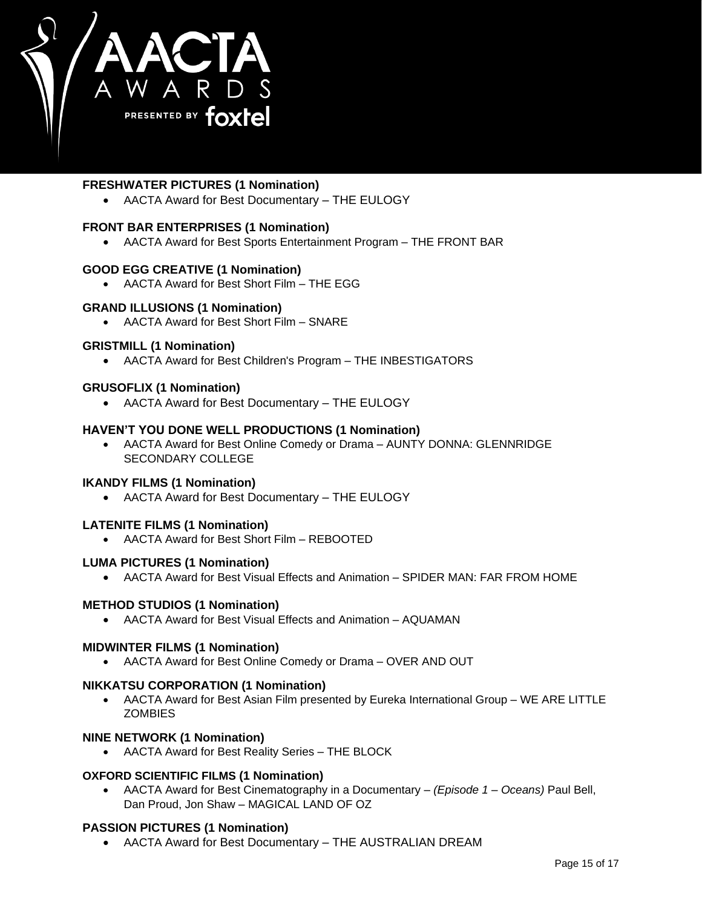**FRESHWATER PICTURES (1 Nomination)**

- AACTA Award for Best Documentary – THE EULOGY

**FRONT BAR ENTERPRISES (1 Nomination)**

- AACTA Award for Best Sports Entertainment Program – THE FRONT BAR

**GOOD EGG CREATIVE (1 Nomination)**

- AACTA Award for Best Short Film – THE EGG

**GRAND ILLUSIONS (1 Nomination)**

- AACTA Award for Best Short Film – SNARE

**GRISTMILL (1 Nomination)**

- AACTA Award for Best Children's Program – THE INBESTIGATORS

**GRUSOFLIX (1 Nomination)**

- AACTA Award for Best Documentary – THE EULOGY

**HAVEN'T YOU DONE WELL PRODUCTIONS (1 Nomination)**

- AACTA Award for Best Online Comedy or Drama – AUNTY DONNA: GLENNRIDGE SECONDARY COLLEGE

**IKANDY FILMS (1 Nomination)**

- AACTA Award for Best Documentary – THE EULOGY

**LATENITE FILMS (1 Nomination)**

- AACTA Award for Best Short Film – REBOOTED

**LUMA PICTURES (1 Nomination)**

- AACTA Award for Best Visual Effects and Animation – SPIDER MAN: FAR FROM HOME

**METHOD STUDIOS (1 Nomination)**

- AACTA Award for Best Visual Effects and Animation – AQUAMAN

**MIDWINTER FILMS (1 Nomination)**

- AACTA Award for Best Online Comedy or Drama – OVER AND OUT

**NIKKATSU CORPORATION (1 Nomination)**

- AACTA Award for Best Asian Film presented by Eureka International Group – WE ARE LITTLE ZOMBIES

**NINE NETWORK (1 Nomination)**

- AACTA Award for Best Reality Series – THE BLOCK

**OXFORD SCIENTIFIC FILMS (1 Nomination)**

- AACTA Award for Best Cinematography in a Documentary – *(Episode 1 – Oceans)* Paul Bell, Dan Proud, Jon Shaw – MAGICAL LAND OF OZ

**PASSION PICTURES (1 Nomination)**

- AACTA Award for Best Documentary – THE AUSTRALIAN DREAM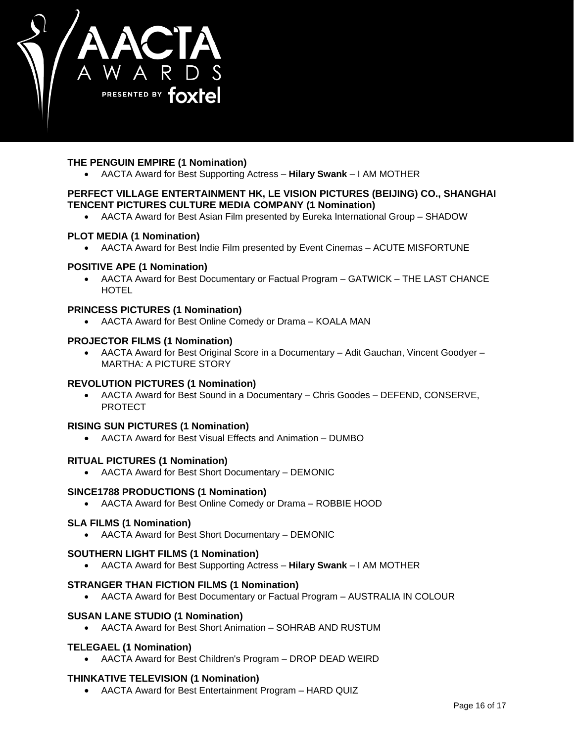**THE PENGUIN EMPIRE (1 Nomination)**

- AACTA Award for Best Supporting Actress – **Hilary Swank** – I AM MOTHER

**PERFECT VILLAGE ENTERTAINMENT HK, LE VISION PICTURES (BEIJING) CO., SHANGHAI TENCENT PICTURES CULTURE MEDIA COMPANY (1 Nomination)**

- AACTA Award for Best Asian Film presented by Eureka International Group – SHADOW

**PLOT MEDIA (1 Nomination)**

- AACTA Award for Best Indie Film presented by Event Cinemas – ACUTE MISFORTUNE

**POSITIVE APE (1 Nomination)**

- AACTA Award for Best Documentary or Factual Program – GATWICK – THE LAST CHANCE HOTEL

**PRINCESS PICTURES (1 Nomination)**

- AACTA Award for Best Online Comedy or Drama – KOALA MAN

**PROJECTOR FILMS (1 Nomination)**

- AACTA Award for Best Original Score in a Documentary – Adit Gauchan, Vincent Goodyer – MARTHA: A PICTURE STORY

**REVOLUTION PICTURES (1 Nomination)**

- AACTA Award for Best Sound in a Documentary – Chris Goodes – DEFEND, CONSERVE, PROTECT

**RISING SUN PICTURES (1 Nomination)**

- AACTA Award for Best Visual Effects and Animation – DUMBO

**RITUAL PICTURES (1 Nomination)**

- AACTA Award for Best Short Documentary – DEMONIC

**SINCE1788 PRODUCTIONS (1 Nomination)**

- AACTA Award for Best Online Comedy or Drama – ROBBIE HOOD

**SLA FILMS (1 Nomination)**

- AACTA Award for Best Short Documentary – DEMONIC

**SOUTHERN LIGHT FILMS (1 Nomination)**

- AACTA Award for Best Supporting Actress – **Hilary Swank** – I AM MOTHER

**STRANGER THAN FICTION FILMS (1 Nomination)**

- AACTA Award for Best Documentary or Factual Program – AUSTRALIA IN COLOUR

**SUSAN LANE STUDIO (1 Nomination)**

- AACTA Award for Best Short Animation – SOHRAB AND RUSTUM

**TELEGAEL (1 Nomination)**

- AACTA Award for Best Children's Program – DROP DEAD WEIRD

**THINKATIVE TELEVISION (1 Nomination)**

- AACTA Award for Best Entertainment Program – HARD QUIZ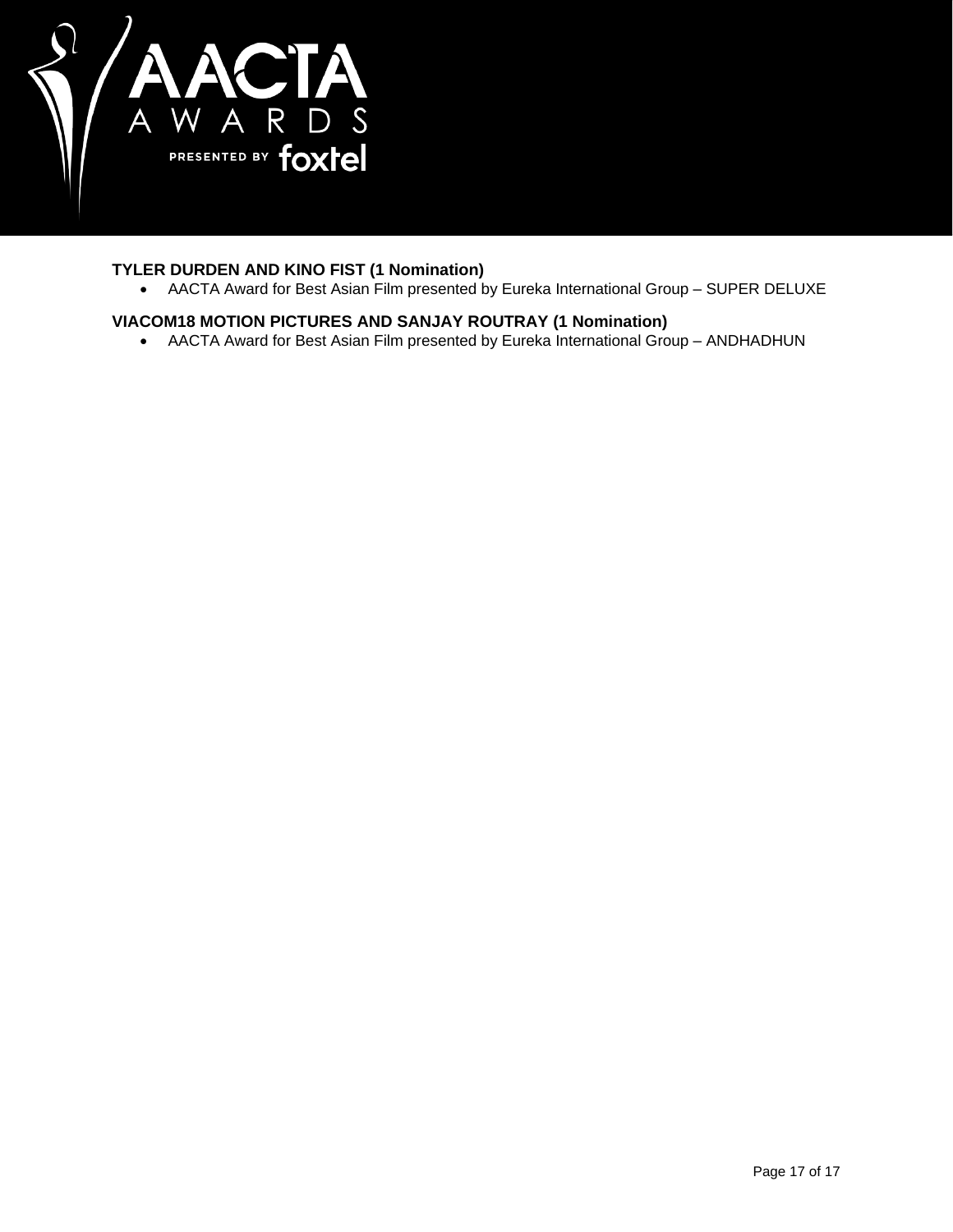**TYLER DURDEN AND KINO FIST (1 Nomination)**

- AACTA Award for Best Asian Film presented by Eureka International Group – SUPER DELUXE

**VIACOM18 MOTION PICTURES AND SANJAY ROUTRAY (1 Nomination)**

- AACTA Award for Best Asian Film presented by Eureka International Group – ANDHADHUN